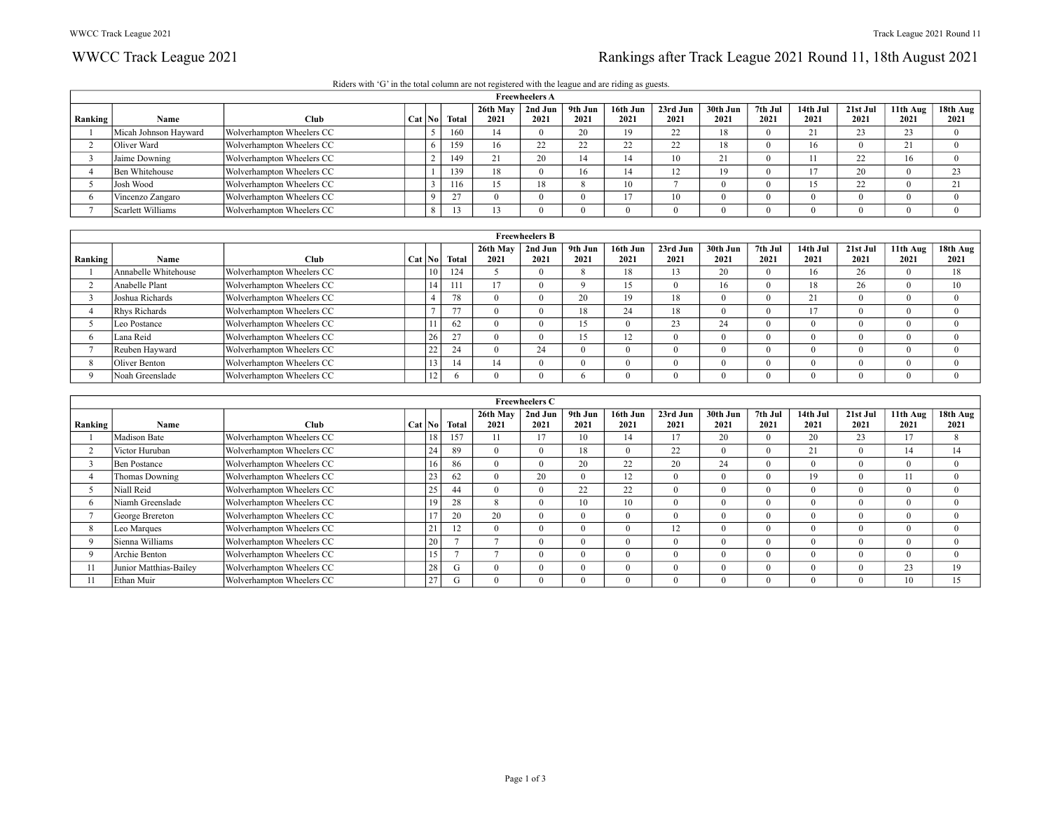# WWCC Track League 2021

## Rankings after Track League 2021 Round 11, 18th August 2021

Riders with 'G' in the total column are not registered with the league and are riding as guests.

### Freewheelers A

| Ranking | Name | Club | Cat | No | Total | 26th May 2021 | 2nd Jun 2021 | 9th Jun 2021 | 16th Jun 2021 | 23rd Jun 2021 | 30th Jun 2021 | 7th Jul 2021 | 14th Jul 2021 | 21st Jul 2021 | 11th Aug 2021 | 18th Aug 2021 |
|---|---|---|---|---|---|---|---|---|---|---|---|---|---|---|---|---|
| 1 | Micah Johnson Hayward | Wolverhampton Wheelers CC | | 5 | 160 | 14 | 0 | 20 | 19 | 22 | 18 | 0 | 21 | 23 | 23 | 0 |
| 2 | Oliver Ward | Wolverhampton Wheelers CC | | 6 | 159 | 16 | 22 | 22 | 22 | 22 | 18 | 0 | 16 | 0 | 21 | 0 |
| 3 | Jaime Downing | Wolverhampton Wheelers CC | | 2 | 149 | 21 | 20 | 14 | 14 | 10 | 21 | 0 | 11 | 22 | 16 | 0 |
| 4 | Ben Whitehouse | Wolverhampton Wheelers CC | | 1 | 139 | 18 | 0 | 16 | 14 | 12 | 19 | 0 | 17 | 20 | 0 | 23 |
| 5 | Josh Wood | Wolverhampton Wheelers CC | | 3 | 116 | 15 | 18 | 8 | 10 | 7 | 0 | 0 | 15 | 22 | 0 | 21 |
| 6 | Vincenzo Zangaro | Wolverhampton Wheelers CC | | 9 | 27 | 0 | 0 | 0 | 17 | 10 | 0 | 0 | 0 | 0 | 0 | 0 |
| 7 | Scarlett Williams | Wolverhampton Wheelers CC | | 8 | 13 | 13 | 0 | 0 | 0 | 0 | 0 | 0 | 0 | 0 | 0 | 0 |

### Freewheelers B

| Ranking | Name | Club | Cat | No | Total | 26th May 2021 | 2nd Jun 2021 | 9th Jun 2021 | 16th Jun 2021 | 23rd Jun 2021 | 30th Jun 2021 | 7th Jul 2021 | 14th Jul 2021 | 21st Jul 2021 | 11th Aug 2021 | 18th Aug 2021 |
|---|---|---|---|---|---|---|---|---|---|---|---|---|---|---|---|---|
| 1 | Annabelle Whitehouse | Wolverhampton Wheelers CC | | 10 | 124 | 5 | 0 | 8 | 18 | 13 | 20 | 0 | 16 | 26 | 0 | 18 |
| 2 | Anabelle Plant | Wolverhampton Wheelers CC | | 14 | 111 | 17 | 0 | 9 | 15 | 0 | 16 | 0 | 18 | 26 | 0 | 10 |
| 3 | Joshua Richards | Wolverhampton Wheelers CC | | 4 | 78 | 0 | 0 | 20 | 19 | 18 | 0 | 0 | 21 | 0 | 0 | 0 |
| 4 | Rhys Richards | Wolverhampton Wheelers CC | | 7 | 77 | 0 | 0 | 18 | 24 | 18 | 0 | 0 | 17 | 0 | 0 | 0 |
| 5 | Leo Postance | Wolverhampton Wheelers CC | | 11 | 62 | 0 | 0 | 15 | 0 | 23 | 24 | 0 | 0 | 0 | 0 | 0 |
| 6 | Lana Reid | Wolverhampton Wheelers CC | | 26 | 27 | 0 | 0 | 15 | 12 | 0 | 0 | 0 | 0 | 0 | 0 | 0 |
| 7 | Reuben Hayward | Wolverhampton Wheelers CC | | 22 | 24 | 0 | 24 | 0 | 0 | 0 | 0 | 0 | 0 | 0 | 0 | 0 |
| 8 | Oliver Benton | Wolverhampton Wheelers CC | | 13 | 14 | 14 | 0 | 0 | 0 | 0 | 0 | 0 | 0 | 0 | 0 | 0 |
| 9 | Noah Greenslade | Wolverhampton Wheelers CC | | 12 | 6 | 0 | 0 | 6 | 0 | 0 | 0 | 0 | 0 | 0 | 0 | 0 |

### Freewheelers C

| Ranking | Name | Club | Cat | No | Total | 26th May 2021 | 2nd Jun 2021 | 9th Jun 2021 | 16th Jun 2021 | 23rd Jun 2021 | 30th Jun 2021 | 7th Jul 2021 | 14th Jul 2021 | 21st Jul 2021 | 11th Aug 2021 | 18th Aug 2021 |
|---|---|---|---|---|---|---|---|---|---|---|---|---|---|---|---|---|
| 1 | Madison Bate | Wolverhampton Wheelers CC | | 18 | 157 | 11 | 17 | 10 | 14 | 17 | 20 | 0 | 20 | 23 | 17 | 8 |
| 2 | Victor Huruban | Wolverhampton Wheelers CC | | 24 | 89 | 0 | 0 | 18 | 0 | 22 | 0 | 0 | 21 | 0 | 14 | 14 |
| 3 | Ben Postance | Wolverhampton Wheelers CC | | 16 | 86 | 0 | 0 | 20 | 22 | 20 | 24 | 0 | 0 | 0 | 0 | 0 |
| 4 | Thomas Downing | Wolverhampton Wheelers CC | | 23 | 62 | 0 | 20 | 0 | 12 | 0 | 0 | 0 | 19 | 0 | 11 | 0 |
| 5 | Niall Reid | Wolverhampton Wheelers CC | | 25 | 44 | 0 | 0 | 22 | 22 | 0 | 0 | 0 | 0 | 0 | 0 | 0 |
| 6 | Niamh Greenslade | Wolverhampton Wheelers CC | | 19 | 28 | 8 | 0 | 10 | 10 | 0 | 0 | 0 | 0 | 0 | 0 | 0 |
| 7 | George Brereton | Wolverhampton Wheelers CC | | 17 | 20 | 20 | 0 | 0 | 0 | 0 | 0 | 0 | 0 | 0 | 0 | 0 |
| 8 | Leo Marques | Wolverhampton Wheelers CC | | 21 | 12 | 0 | 0 | 0 | 0 | 12 | 0 | 0 | 0 | 0 | 0 | 0 |
| 9 | Sienna Williams | Wolverhampton Wheelers CC | | 20 | 7 | 7 | 0 | 0 | 0 | 0 | 0 | 0 | 0 | 0 | 0 | 0 |
| 9 | Archie Benton | Wolverhampton Wheelers CC | | 15 | 7 | 7 | 0 | 0 | 0 | 0 | 0 | 0 | 0 | 0 | 0 | 0 |
| 11 | Junior Matthias-Bailey | Wolverhampton Wheelers CC | | 28 | G | 0 | 0 | 0 | 0 | 0 | 0 | 0 | 0 | 0 | 23 | 19 |
| 11 | Ethan Muir | Wolverhampton Wheelers CC | | 27 | G | 0 | 0 | 0 | 0 | 0 | 0 | 0 | 0 | 0 | 10 | 15 |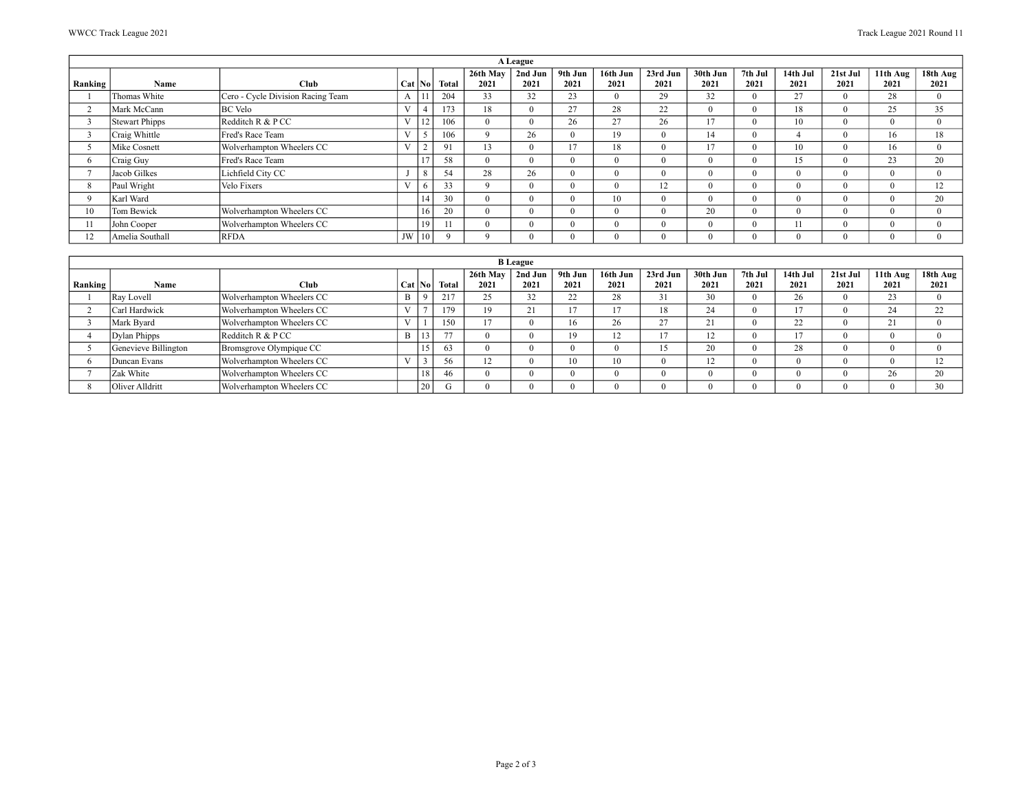| A League | | | | | | | | | | | | | | | | |
|---|---|---|---|---|---|---|---|---|---|---|---|---|---|---|---|---|
| Ranking | Name | Club | Cat | No | Total | 26th May 2021 | 2nd Jun 2021 | 9th Jun 2021 | 16th Jun 2021 | 23rd Jun 2021 | 30th Jun 2021 | 7th Jul 2021 | 14th Jul 2021 | 21st Jul 2021 | 11th Aug 2021 | 18th Aug 2021 |
| 1 | Thomas White | Cero - Cycle Division Racing Team | A | 11 | 204 | 33 | 32 | 23 | 0 | 29 | 32 | 0 | 27 | 0 | 28 | 0 |
| 2 | Mark McCann | BC Velo | V | 4 | 173 | 18 | 0 | 27 | 28 | 22 | 0 | 0 | 18 | 0 | 25 | 35 |
| 3 | Stewart Phipps | Redditch R & P CC | V | 12 | 106 | 0 | 0 | 26 | 27 | 26 | 17 | 0 | 10 | 0 | 0 | 0 |
| 3 | Craig Whittle | Fred's Race Team | V | 5 | 106 | 9 | 26 | 0 | 19 | 0 | 14 | 0 | 4 | 0 | 16 | 18 |
| 5 | Mike Cosnett | Wolverhampton Wheelers CC | V | 2 | 91 | 13 | 0 | 17 | 18 | 0 | 17 | 0 | 10 | 0 | 16 | 0 |
| 6 | Craig Guy | Fred's Race Team | | 17 | 58 | 0 | 0 | 0 | 0 | 0 | 0 | 0 | 15 | 0 | 23 | 20 |
| 7 | Jacob Gilkes | Lichfield City CC | J | 8 | 54 | 28 | 26 | 0 | 0 | 0 | 0 | 0 | 0 | 0 | 0 | 0 |
| 8 | Paul Wright | Velo Fixers | V | 6 | 33 | 9 | 0 | 0 | 0 | 12 | 0 | 0 | 0 | 0 | 0 | 12 |
| 9 | Karl Ward | | | 14 | 30 | 0 | 0 | 0 | 10 | 0 | 0 | 0 | 0 | 0 | 0 | 20 |
| 10 | Tom Bewick | Wolverhampton Wheelers CC | | 16 | 20 | 0 | 0 | 0 | 0 | 0 | 20 | 0 | 0 | 0 | 0 | 0 |
| 11 | John Cooper | Wolverhampton Wheelers CC | | 19 | 11 | 0 | 0 | 0 | 0 | 0 | 0 | 0 | 11 | 0 | 0 | 0 |
| 12 | Amelia Southall | RFDA | JW | 10 | 9 | 9 | 0 | 0 | 0 | 0 | 0 | 0 | 0 | 0 | 0 | 0 |

| B League | | | | | | | | | | | | | | | | |
|---|---|---|---|---|---|---|---|---|---|---|---|---|---|---|---|---|
| Ranking | Name | Club | Cat | No | Total | 26th May 2021 | 2nd Jun 2021 | 9th Jun 2021 | 16th Jun 2021 | 23rd Jun 2021 | 30th Jun 2021 | 7th Jul 2021 | 14th Jul 2021 | 21st Jul 2021 | 11th Aug 2021 | 18th Aug 2021 |
| 1 | Ray Lovell | Wolverhampton Wheelers CC | B | 9 | 217 | 25 | 32 | 22 | 28 | 31 | 30 | 0 | 26 | 0 | 23 | 0 |
| 2 | Carl Hardwick | Wolverhampton Wheelers CC | V | 7 | 179 | 19 | 21 | 17 | 17 | 18 | 24 | 0 | 17 | 0 | 24 | 22 |
| 3 | Mark Byard | Wolverhampton Wheelers CC | V | 1 | 150 | 17 | 0 | 16 | 26 | 27 | 21 | 0 | 22 | 0 | 21 | 0 |
| 4 | Dylan Phipps | Redditch R & P CC | B | 13 | 77 | 0 | 0 | 19 | 12 | 17 | 12 | 0 | 17 | 0 | 0 | 0 |
| 5 | Genevieve Billington | Bromsgrove Olympique CC | | 15 | 63 | 0 | 0 | 0 | 0 | 15 | 20 | 0 | 28 | 0 | 0 | 0 |
| 6 | Duncan Evans | Wolverhampton Wheelers CC | V | 3 | 56 | 12 | 0 | 10 | 10 | 0 | 12 | 0 | 0 | 0 | 0 | 12 |
| 7 | Zak White | Wolverhampton Wheelers CC | | 18 | 46 | 0 | 0 | 0 | 0 | 0 | 0 | 0 | 0 | 0 | 26 | 20 |
| 8 | Oliver Alldritt | Wolverhampton Wheelers CC | | 20 | G | 0 | 0 | 0 | 0 | 0 | 0 | 0 | 0 | 0 | 0 | 30 |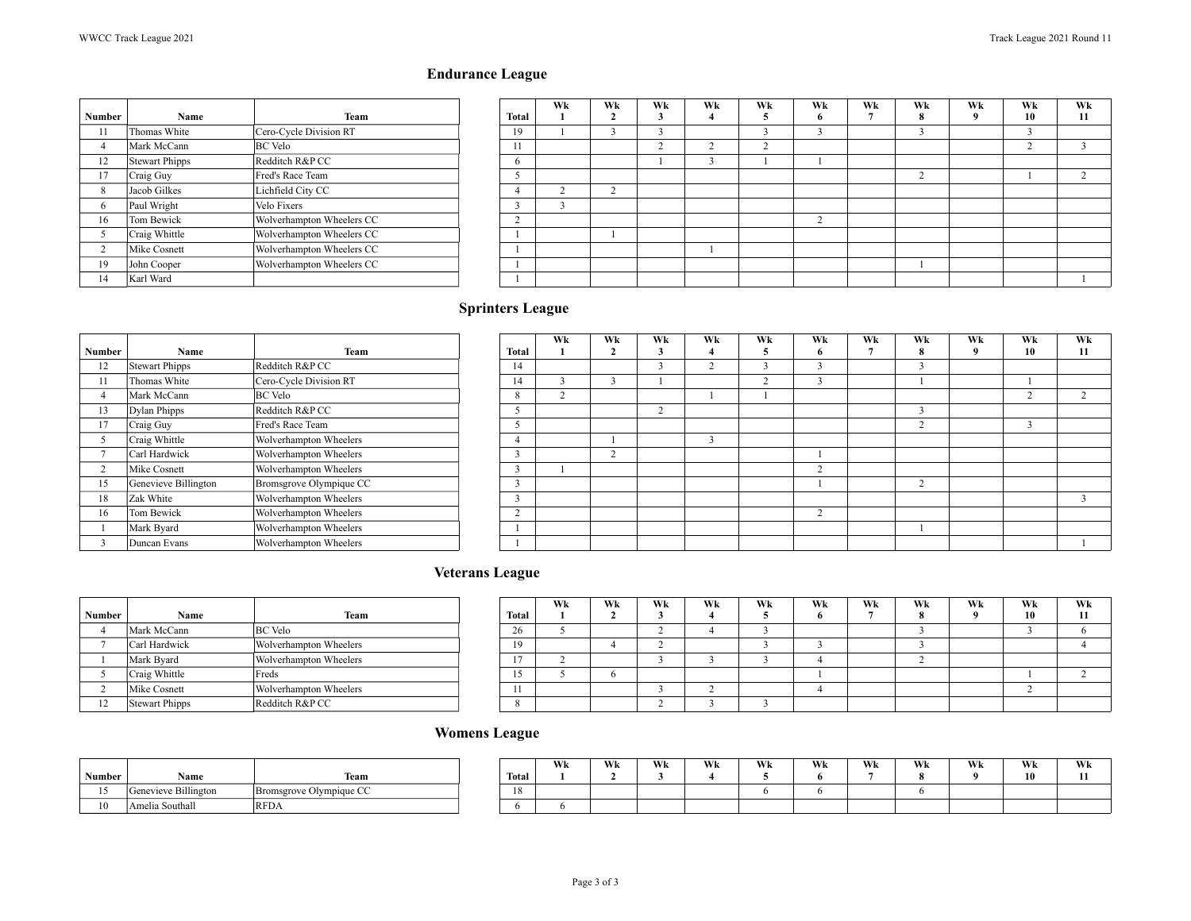## Endurance League

| Number | Name | Team | Total | Wk 1 | Wk 2 | Wk 3 | Wk 4 | Wk 5 | Wk 6 | Wk 7 | Wk 8 | Wk 9 | Wk 10 | Wk 11 |
|---|---|---|---|---|---|---|---|---|---|---|---|---|---|---|
| 11 | Thomas White | Cero-Cycle Division RT | 19 | 1 | 3 | 3 | | 3 | 3 | | 3 | | 3 | |
| 4 | Mark McCann | BC Velo | 11 | | | 2 | 2 | 2 | | | | | 2 | 3 |
| 12 | Stewart Phipps | Redditch R&P CC | 6 | | | 1 | 3 | 1 | 1 | | | | | |
| 17 | Craig Guy | Fred's Race Team | 5 | | | | | | | | 2 | | 1 | 2 |
| 8 | Jacob Gilkes | Lichfield City CC | 4 | 2 | 2 | | | | | | | | | |
| 6 | Paul Wright | Velo Fixers | 3 | 3 | | | | | | | | | | |
| 16 | Tom Bewick | Wolverhampton Wheelers CC | 2 | | | | | | 2 | | | | | |
| 5 | Craig Whittle | Wolverhampton Wheelers CC | 1 | | 1 | | | | | | | | | |
| 2 | Mike Cosnett | Wolverhampton Wheelers CC | 1 | | | | 1 | | | | | | | |
| 19 | John Cooper | Wolverhampton Wheelers CC | 1 | | | | | | | | 1 | | | |
| 14 | Karl Ward | | 1 | | | | | | | | | | | 1 |

## Sprinters League

| Number | Name | Team | Total | Wk 1 | Wk 2 | Wk 3 | Wk 4 | Wk 5 | Wk 6 | Wk 7 | Wk 8 | Wk 9 | Wk 10 | Wk 11 |
|---|---|---|---|---|---|---|---|---|---|---|---|---|---|---|
| 12 | Stewart Phipps | Redditch R&P CC | 14 | | | 3 | 2 | 3 | 3 | | 3 | | | |
| 11 | Thomas White | Cero-Cycle Division RT | 14 | 3 | 3 | 1 | | 2 | 3 | | 1 | | 1 | |
| 4 | Mark McCann | BC Velo | 8 | 2 | | | 1 | 1 | | | | | 2 | 2 |
| 13 | Dylan Phipps | Redditch R&P CC | 5 | | | 2 | | | | | 3 | | | |
| 17 | Craig Guy | Fred's Race Team | 5 | | | | | | | | 2 | | 3 | |
| 5 | Craig Whittle | Wolverhampton Wheelers | 4 | | 1 | | 3 | | | | | | | |
| 7 | Carl Hardwick | Wolverhampton Wheelers | 3 | | 2 | | | | 1 | | | | | |
| 2 | Mike Cosnett | Wolverhampton Wheelers | 3 | 1 | | | | | 2 | | | | | |
| 15 | Genevieve Billington | Bromsgrove Olympique CC | 3 | | | | | | 1 | | 2 | | | |
| 18 | Zak White | Wolverhampton Wheelers | 3 | | | | | | | | | | | 3 |
| 16 | Tom Bewick | Wolverhampton Wheelers | 2 | | | | | | 2 | | | | | |
| 1 | Mark Byard | Wolverhampton Wheelers | 1 | | | | | | | | 1 | | | |
| 3 | Duncan Evans | Wolverhampton Wheelers | 1 | | | | | | | | | | | 1 |

## Veterans League

| Number | Name | Team | Total | Wk 1 | Wk 2 | Wk 3 | Wk 4 | Wk 5 | Wk 6 | Wk 7 | Wk 8 | Wk 9 | Wk 10 | Wk 11 |
|---|---|---|---|---|---|---|---|---|---|---|---|---|---|---|
| 4 | Mark McCann | BC Velo | 26 | 5 | | 2 | 4 | 3 | | | 3 | | 3 | 6 |
| 7 | Carl Hardwick | Wolverhampton Wheelers | 19 | | 4 | 2 | | 3 | 3 | | 3 | | | 4 |
| 1 | Mark Byard | Wolverhampton Wheelers | 17 | 2 | | 3 | 3 | 3 | 4 | | 2 | | | |
| 5 | Craig Whittle | Freds | 15 | 5 | 6 | | | | 1 | | | | 1 | 2 |
| 2 | Mike Cosnett | Wolverhampton Wheelers | 11 | | | 3 | 2 | | 4 | | | | 2 | |
| 12 | Stewart Phipps | Redditch R&P CC | 8 | | | 2 | 3 | 3 | | | | | | |

## Womens League

| Number | Name | Team | Total | Wk 1 | Wk 2 | Wk 3 | Wk 4 | Wk 5 | Wk 6 | Wk 7 | Wk 8 | Wk 9 | Wk 10 | Wk 11 |
|---|---|---|---|---|---|---|---|---|---|---|---|---|---|---|
| 15 | Genevieve Billington | Bromsgrove Olympique CC | 18 | | | | | 6 | 6 | | 6 | | | |
| 10 | Amelia Southall | RFDA | 6 | 6 | | | | | | | | | | |